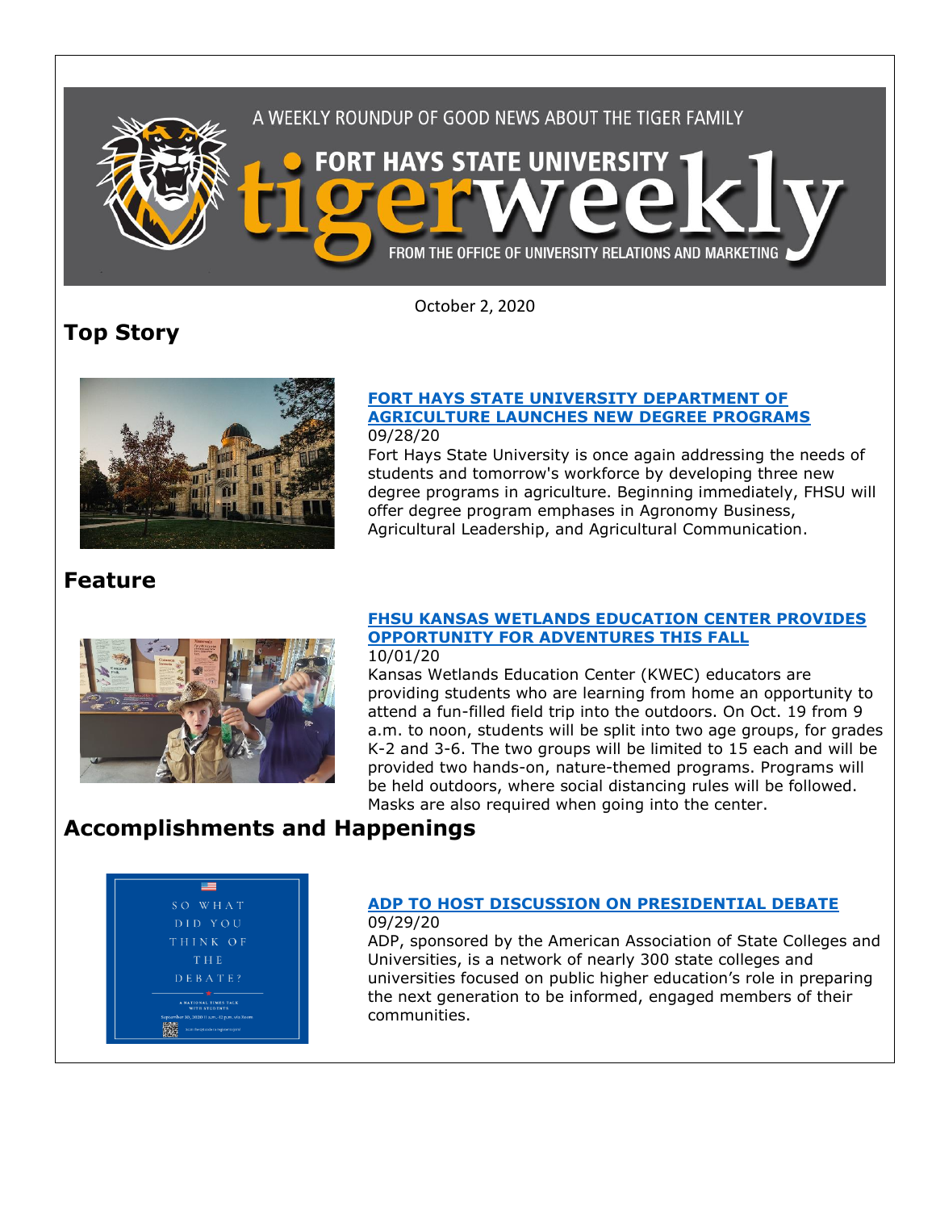A WEEKLY ROUNDUP OF GOOD NEWS ABOUT THE TIGER FAMILY

# FORT HAYS STATE UNIVERSITY tigerweekly

FROM THE OFFICE OF UNIVERSITY RELATIONS AND MARKETING

October 2, 2020

## Top Story

### FORT HAYS STATE UNIVERSITY DEPARTMENT OF AGRICULTURE LAUNCHES NEW DEGREE PROGRAMS

09/28/20

Fort Hays State University is once again addressing the needs of students and tomorrow's workforce by developing three new degree programs in agriculture. Beginning immediately, FHSU will offer degree program emphases in Agronomy Business, Agricultural Leadership, and Agricultural Communication.

## Feature

### FHSU KANSAS WETLANDS EDUCATION CENTER PROVIDES OPPORTUNITY FOR ADVENTURES THIS FALL

10/01/20

Kansas Wetlands Education Center (KWEC) educators are providing students who are learning from home an opportunity to attend a fun-filled field trip into the outdoors. On Oct. 19 from 9 a.m. to noon, students will be split into two age groups, for grades K-2 and 3-6. The two groups will be limited to 15 each and will be provided two hands-on, nature-themed programs. Programs will be held outdoors, where social distancing rules will be followed. Masks are also required when going into the center.

## Accomplishments and Happenings

### ADP TO HOST DISCUSSION ON PRESIDENTIAL DEBATE

09/29/20

ADP, sponsored by the American Association of State Colleges and Universities, is a network of nearly 300 state colleges and universities focused on public higher education's role in preparing the next generation to be informed, engaged members of their communities.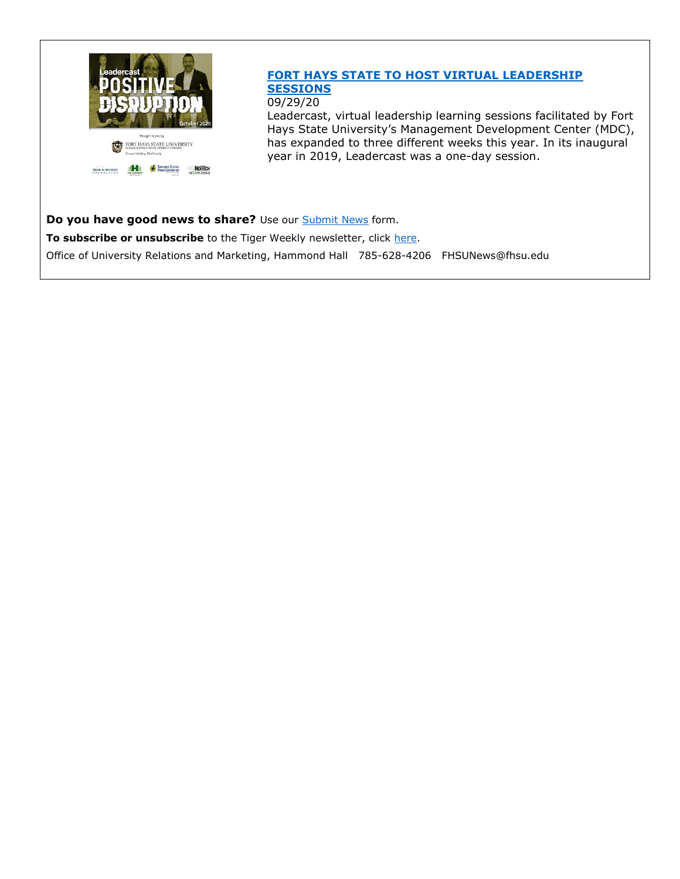## [FORT HAYS STATE TO HOST VIRTUAL LEADERSHIP SESSIONS]

09/29/20

Leadercast, virtual leadership learning sessions facilitated by Fort Hays State University's Management Development Center (MDC), has expanded to three different weeks this year. In its inaugural year in 2019, Leadercast was a one-day session.

**Do you have good news to share?** Use our Submit News form.

**To subscribe or unsubscribe** to the Tiger Weekly newsletter, click here.

Office of University Relations and Marketing, Hammond Hall 785-628-4206 FHSUNews@fhsu.edu